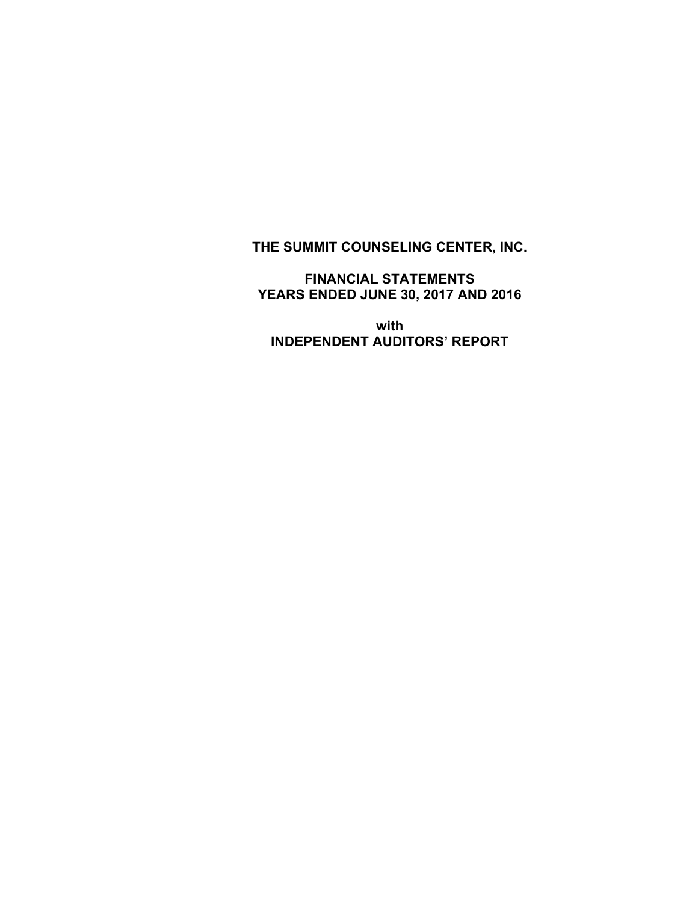# THE SUMMIT COUNSELING CENTER, INC.

## FINANCIAL STATEMENTS
## YEARS ENDED JUNE 30, 2017 AND 2016

**with**
**INDEPENDENT AUDITORS' REPORT**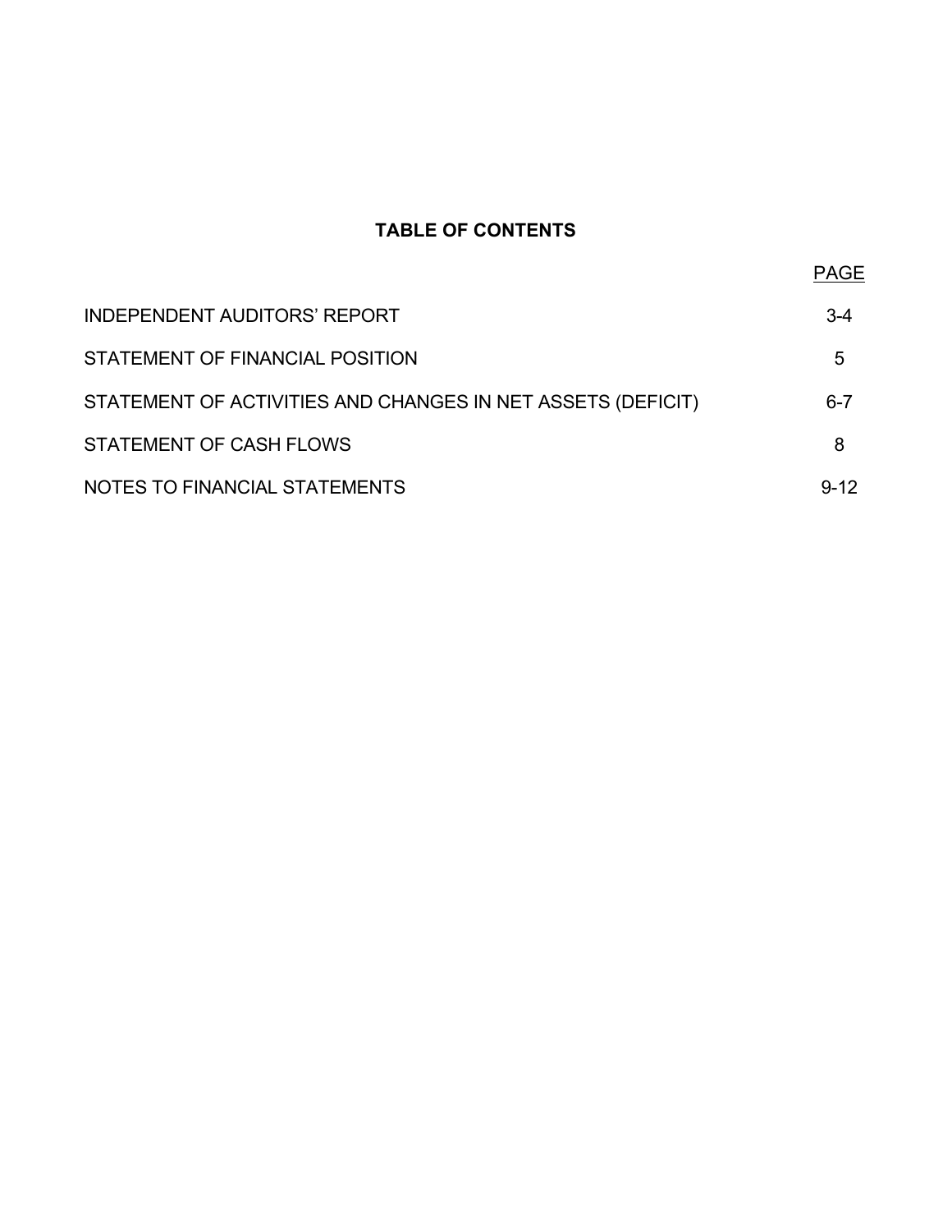# TABLE OF CONTENTS

| | PAGE |
|---|---|
| INDEPENDENT AUDITORS' REPORT | 3-4 |
| STATEMENT OF FINANCIAL POSITION | 5 |
| STATEMENT OF ACTIVITIES AND CHANGES IN NET ASSETS (DEFICIT) | 6-7 |
| STATEMENT OF CASH FLOWS | 8 |
| NOTES TO FINANCIAL STATEMENTS | 9-12 |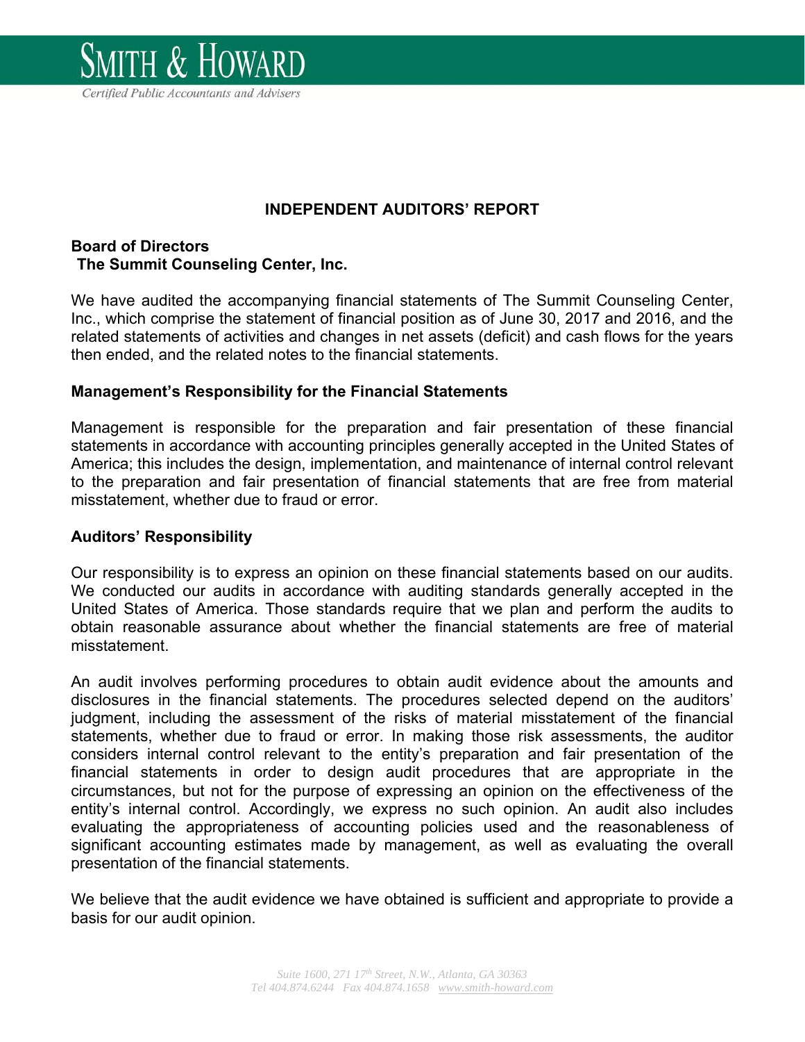# INDEPENDENT AUDITORS' REPORT

**Board of Directors**
**The Summit Counseling Center, Inc.**

We have audited the accompanying financial statements of The Summit Counseling Center, Inc., which comprise the statement of financial position as of June 30, 2017 and 2016, and the related statements of activities and changes in net assets (deficit) and cash flows for the years then ended, and the related notes to the financial statements.

## Management's Responsibility for the Financial Statements

Management is responsible for the preparation and fair presentation of these financial statements in accordance with accounting principles generally accepted in the United States of America; this includes the design, implementation, and maintenance of internal control relevant to the preparation and fair presentation of financial statements that are free from material misstatement, whether due to fraud or error.

## Auditors' Responsibility

Our responsibility is to express an opinion on these financial statements based on our audits. We conducted our audits in accordance with auditing standards generally accepted in the United States of America. Those standards require that we plan and perform the audits to obtain reasonable assurance about whether the financial statements are free of material misstatement.

An audit involves performing procedures to obtain audit evidence about the amounts and disclosures in the financial statements. The procedures selected depend on the auditors' judgment, including the assessment of the risks of material misstatement of the financial statements, whether due to fraud or error. In making those risk assessments, the auditor considers internal control relevant to the entity's preparation and fair presentation of the financial statements in order to design audit procedures that are appropriate in the circumstances, but not for the purpose of expressing an opinion on the effectiveness of the entity's internal control. Accordingly, we express no such opinion. An audit also includes evaluating the appropriateness of accounting policies used and the reasonableness of significant accounting estimates made by management, as well as evaluating the overall presentation of the financial statements.

We believe that the audit evidence we have obtained is sufficient and appropriate to provide a basis for our audit opinion.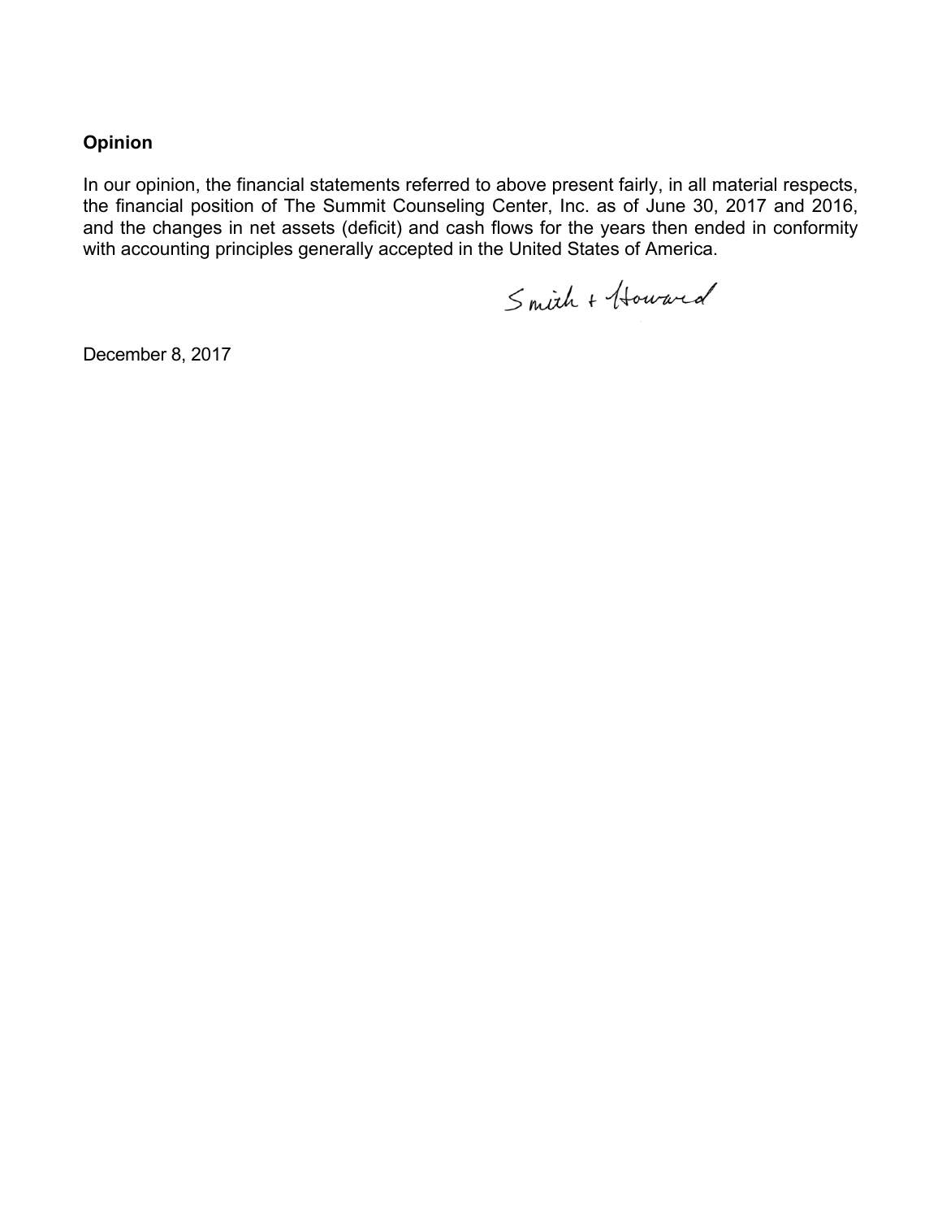## Opinion

In our opinion, the financial statements referred to above present fairly, in all material respects, the financial position of The Summit Counseling Center, Inc. as of June 30, 2017 and 2016, and the changes in net assets (deficit) and cash flows for the years then ended in conformity with accounting principles generally accepted in the United States of America.

Smith + Howard

December 8, 2017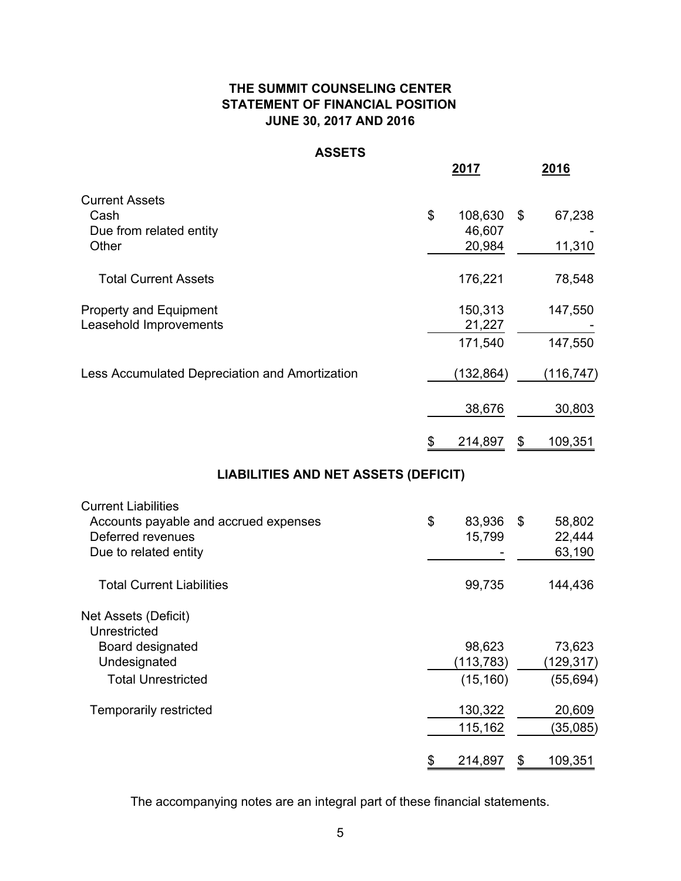# THE SUMMIT COUNSELING CENTER
## STATEMENT OF FINANCIAL POSITION
### JUNE 30, 2017 AND 2016

**ASSETS**

| | 2017 | 2016 |
|---|---|---|
| **Current Assets** | | |
| Cash | $ 108,630 | $ 67,238 |
| Due from related entity | 46,607 | - |
| Other | 20,984 | 11,310 |
| Total Current Assets | 176,221 | 78,548 |
| Property and Equipment | 150,313 | 147,550 |
| Leasehold Improvements | 21,227 | - |
| | 171,540 | 147,550 |
| Less Accumulated Depreciation and Amortization | (132,864) | (116,747) |
| | 38,676 | 30,803 |
| | $ 214,897 | $ 109,351 |

**LIABILITIES AND NET ASSETS (DEFICIT)**

| | 2017 | 2016 |
|---|---|---|
| **Current Liabilities** | | |
| Accounts payable and accrued expenses | $ 83,936 | $ 58,802 |
| Deferred revenues | 15,799 | 22,444 |
| Due to related entity | - | 63,190 |
| Total Current Liabilities | 99,735 | 144,436 |
| **Net Assets (Deficit)** | | |
| Unrestricted | | |
| Board designated | 98,623 | 73,623 |
| Undesignated | (113,783) | (129,317) |
| Total Unrestricted | (15,160) | (55,694) |
| Temporarily restricted | 130,322 | 20,609 |
| | 115,162 | (35,085) |
| | $ 214,897 | $ 109,351 |

The accompanying notes are an integral part of these financial statements.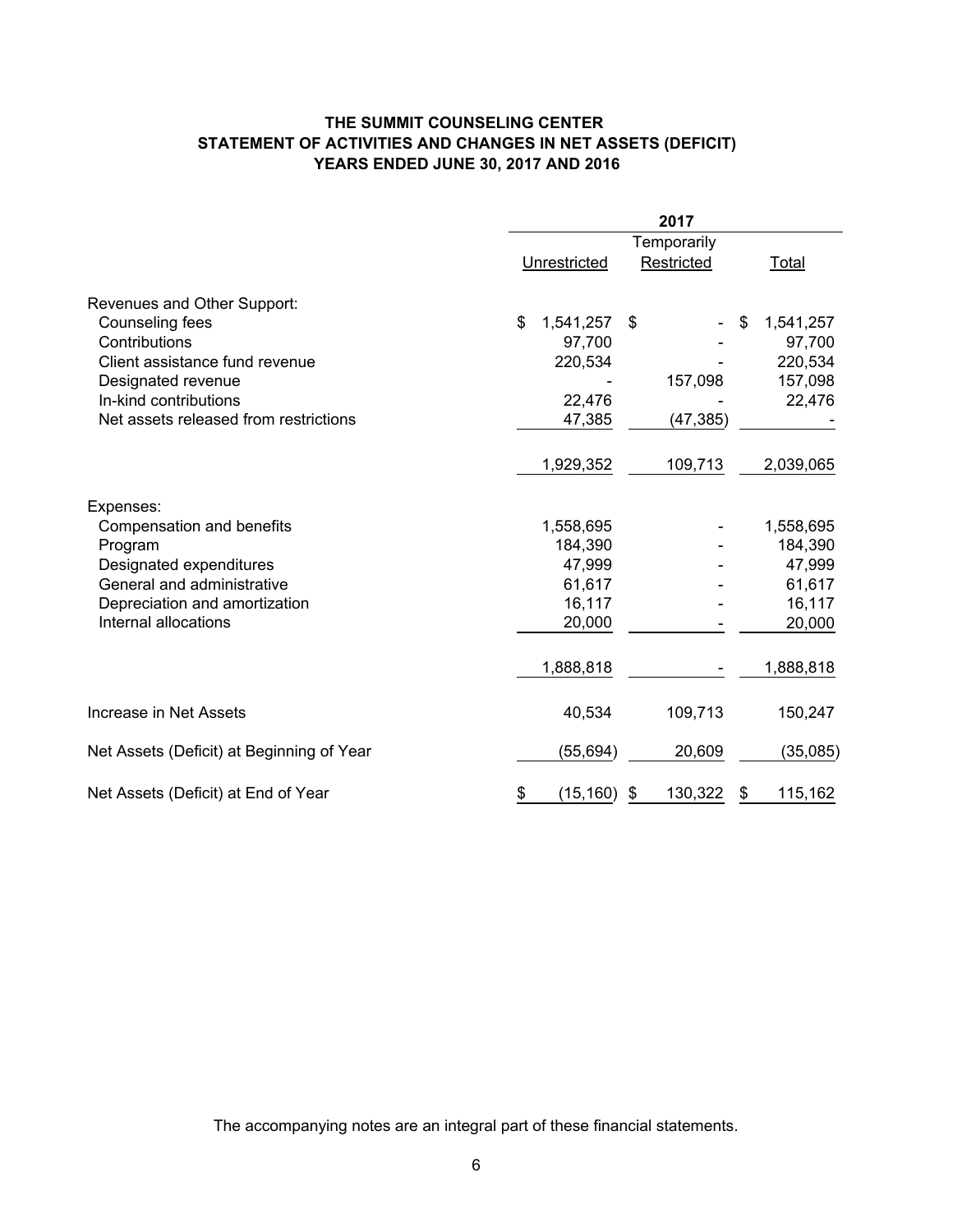# THE SUMMIT COUNSELING CENTER
## STATEMENT OF ACTIVITIES AND CHANGES IN NET ASSETS (DEFICIT)
### YEARS ENDED JUNE 30, 2017 AND 2016

| | 2017 | | |
|---|---|---|---|
| | Unrestricted | Temporarily Restricted | Total |
| **Revenues and Other Support:** | | | |
| Counseling fees | $ 1,541,257 | $ - | $ 1,541,257 |
| Contributions | 97,700 | - | 97,700 |
| Client assistance fund revenue | 220,534 | - | 220,534 |
| Designated revenue | - | 157,098 | 157,098 |
| In-kind contributions | 22,476 | - | 22,476 |
| Net assets released from restrictions | 47,385 | (47,385) | - |
| | 1,929,352 | 109,713 | 2,039,065 |
| **Expenses:** | | | |
| Compensation and benefits | 1,558,695 | - | 1,558,695 |
| Program | 184,390 | - | 184,390 |
| Designated expenditures | 47,999 | - | 47,999 |
| General and administrative | 61,617 | - | 61,617 |
| Depreciation and amortization | 16,117 | - | 16,117 |
| Internal allocations | 20,000 | - | 20,000 |
| | 1,888,818 | - | 1,888,818 |
| Increase in Net Assets | 40,534 | 109,713 | 150,247 |
| Net Assets (Deficit) at Beginning of Year | (55,694) | 20,609 | (35,085) |
| Net Assets (Deficit) at End of Year | $ (15,160) | $ 130,322 | $ 115,162 |

The accompanying notes are an integral part of these financial statements.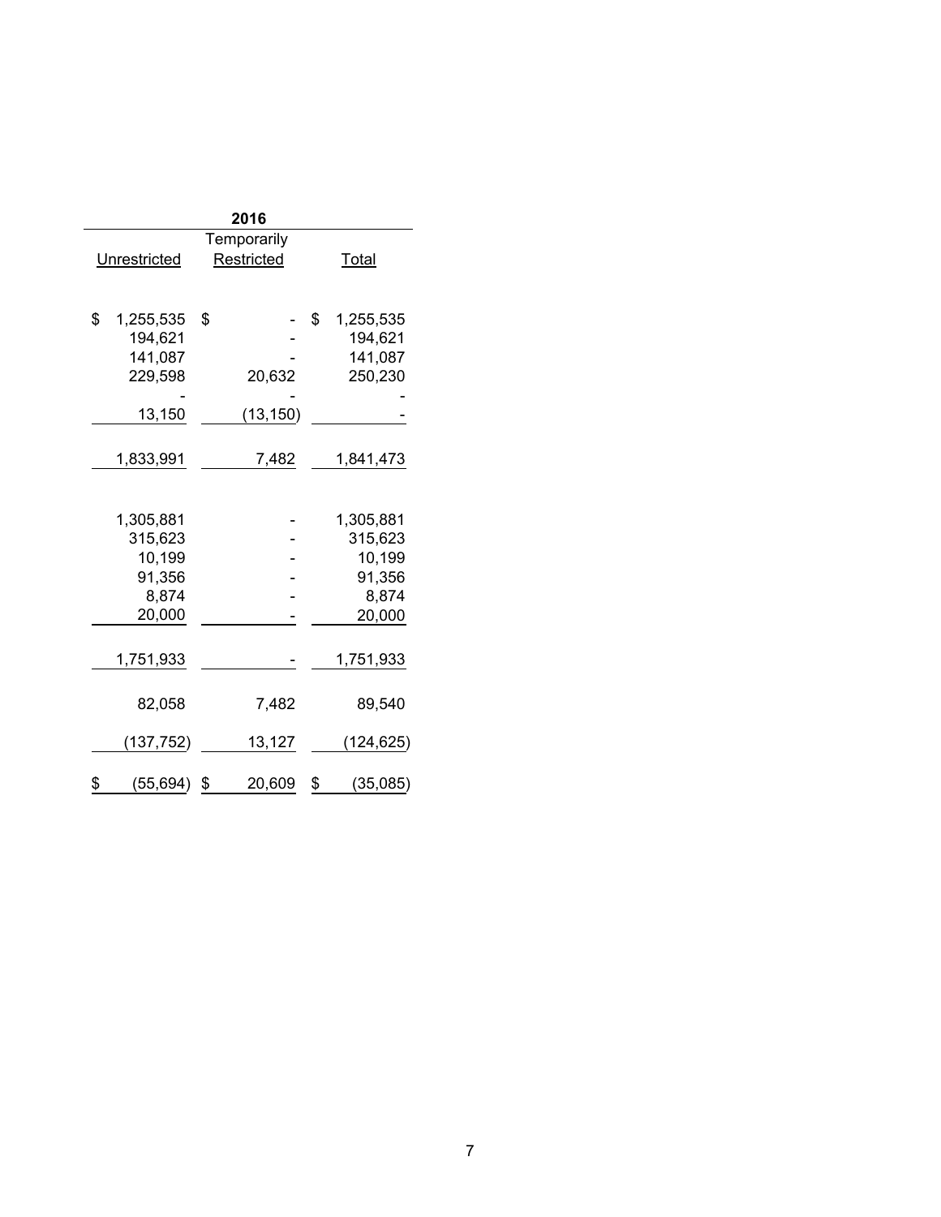| 2016 | | |
|---|---|---|
| Unrestricted | Temporarily Restricted | Total |
| | | |
| $ 1,255,535 | $ - | $ 1,255,535 |
| 194,621 | - | 194,621 |
| 141,087 | - | 141,087 |
| 229,598 | 20,632 | 250,230 |
| - | - | - |
| 13,150 | (13,150) | - |
| 1,833,991 | 7,482 | 1,841,473 |
| | | |
| 1,305,881 | - | 1,305,881 |
| 315,623 | - | 315,623 |
| 10,199 | - | 10,199 |
| 91,356 | - | 91,356 |
| 8,874 | - | 8,874 |
| 20,000 | - | 20,000 |
| 1,751,933 | - | 1,751,933 |
| 82,058 | 7,482 | 89,540 |
| (137,752) | 13,127 | (124,625) |
| $ (55,694) | $ 20,609 | $ (35,085) |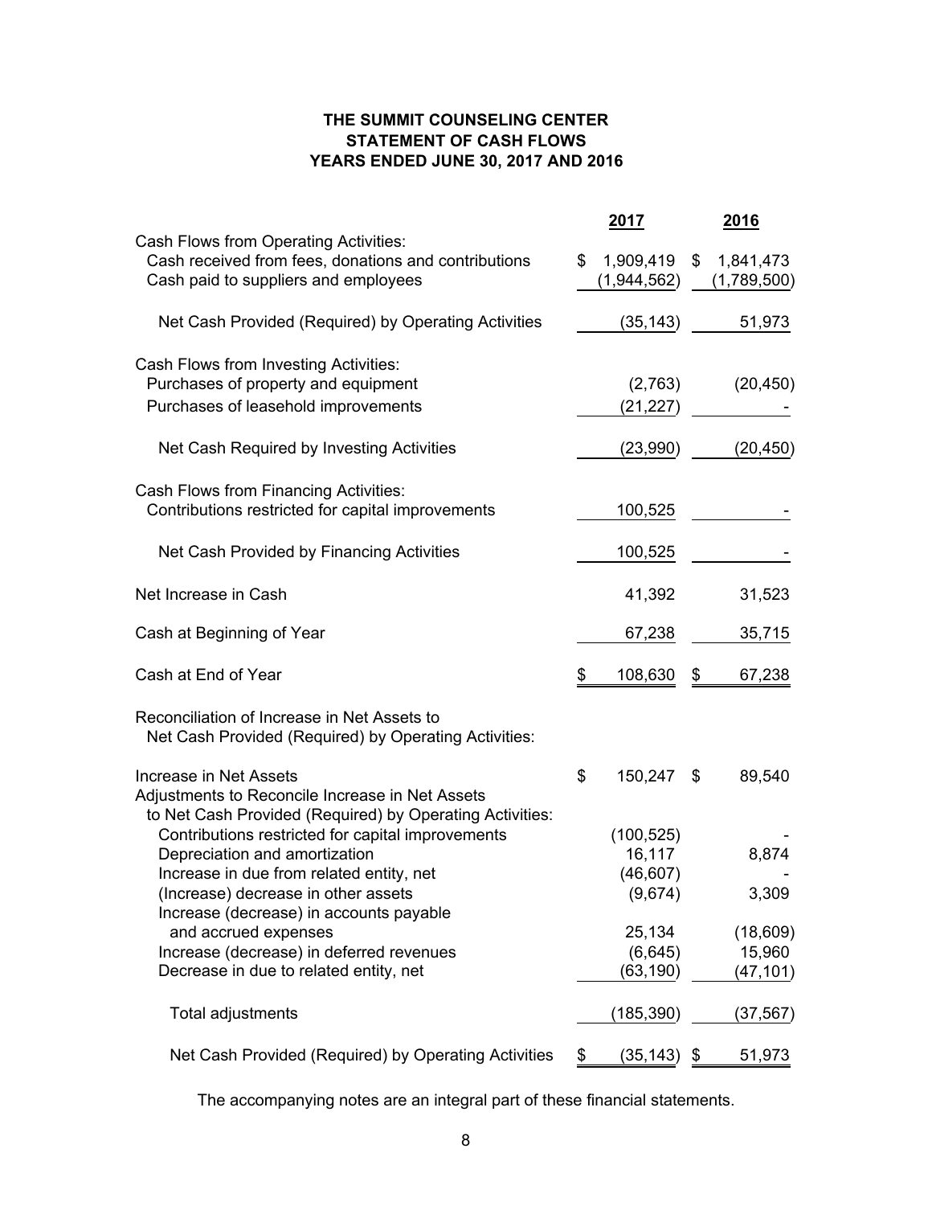# THE SUMMIT COUNSELING CENTER
## STATEMENT OF CASH FLOWS
## YEARS ENDED JUNE 30, 2017 AND 2016

| | 2017 | 2016 |
|---|---|---|
| Cash Flows from Operating Activities: | | |
| Cash received from fees, donations and contributions | $ 1,909,419 | $ 1,841,473 |
| Cash paid to suppliers and employees | (1,944,562) | (1,789,500) |
| Net Cash Provided (Required) by Operating Activities | (35,143) | 51,973 |
| Cash Flows from Investing Activities: | | |
| Purchases of property and equipment | (2,763) | (20,450) |
| Purchases of leasehold improvements | (21,227) | - |
| Net Cash Required by Investing Activities | (23,990) | (20,450) |
| Cash Flows from Financing Activities: | | |
| Contributions restricted for capital improvements | 100,525 | - |
| Net Cash Provided by Financing Activities | 100,525 | - |
| Net Increase in Cash | 41,392 | 31,523 |
| Cash at Beginning of Year | 67,238 | 35,715 |
| Cash at End of Year | $ 108,630 | $ 67,238 |
| Reconciliation of Increase in Net Assets to Net Cash Provided (Required) by Operating Activities: | | |
| Increase in Net Assets | $ 150,247 | $ 89,540 |
| Adjustments to Reconcile Increase in Net Assets to Net Cash Provided (Required) by Operating Activities: | | |
| Contributions restricted for capital improvements | (100,525) | - |
| Depreciation and amortization | 16,117 | 8,874 |
| Increase in due from related entity, net | (46,607) | - |
| (Increase) decrease in other assets | (9,674) | 3,309 |
| Increase (decrease) in accounts payable and accrued expenses | 25,134 | (18,609) |
| Increase (decrease) in deferred revenues | (6,645) | 15,960 |
| Decrease in due to related entity, net | (63,190) | (47,101) |
| Total adjustments | (185,390) | (37,567) |
| Net Cash Provided (Required) by Operating Activities | $ (35,143) | $ 51,973 |

The accompanying notes are an integral part of these financial statements.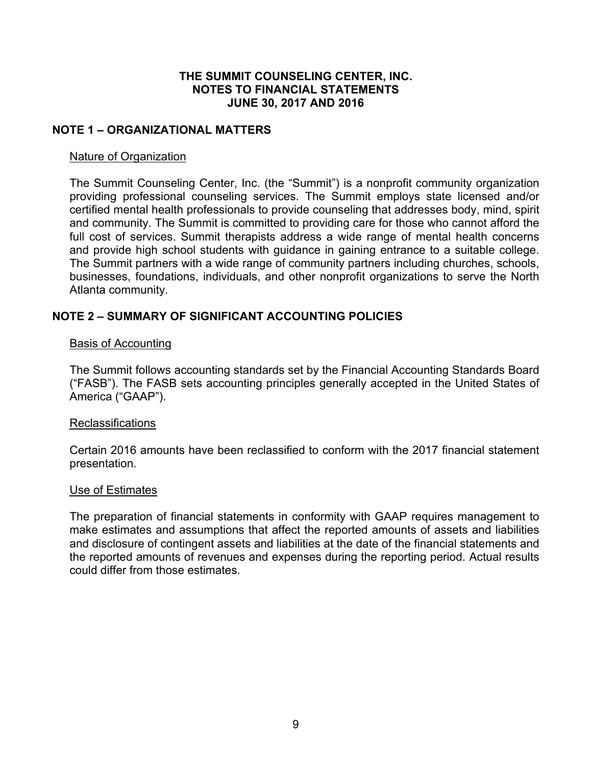# THE SUMMIT COUNSELING CENTER, INC.
## NOTES TO FINANCIAL STATEMENTS
## JUNE 30, 2017 AND 2016

## NOTE 1 – ORGANIZATIONAL MATTERS

### Nature of Organization

The Summit Counseling Center, Inc. (the "Summit") is a nonprofit community organization providing professional counseling services. The Summit employs state licensed and/or certified mental health professionals to provide counseling that addresses body, mind, spirit and community. The Summit is committed to providing care for those who cannot afford the full cost of services. Summit therapists address a wide range of mental health concerns and provide high school students with guidance in gaining entrance to a suitable college. The Summit partners with a wide range of community partners including churches, schools, businesses, foundations, individuals, and other nonprofit organizations to serve the North Atlanta community.

## NOTE 2 – SUMMARY OF SIGNIFICANT ACCOUNTING POLICIES

### Basis of Accounting

The Summit follows accounting standards set by the Financial Accounting Standards Board ("FASB"). The FASB sets accounting principles generally accepted in the United States of America ("GAAP").

### Reclassifications

Certain 2016 amounts have been reclassified to conform with the 2017 financial statement presentation.

### Use of Estimates

The preparation of financial statements in conformity with GAAP requires management to make estimates and assumptions that affect the reported amounts of assets and liabilities and disclosure of contingent assets and liabilities at the date of the financial statements and the reported amounts of revenues and expenses during the reporting period. Actual results could differ from those estimates.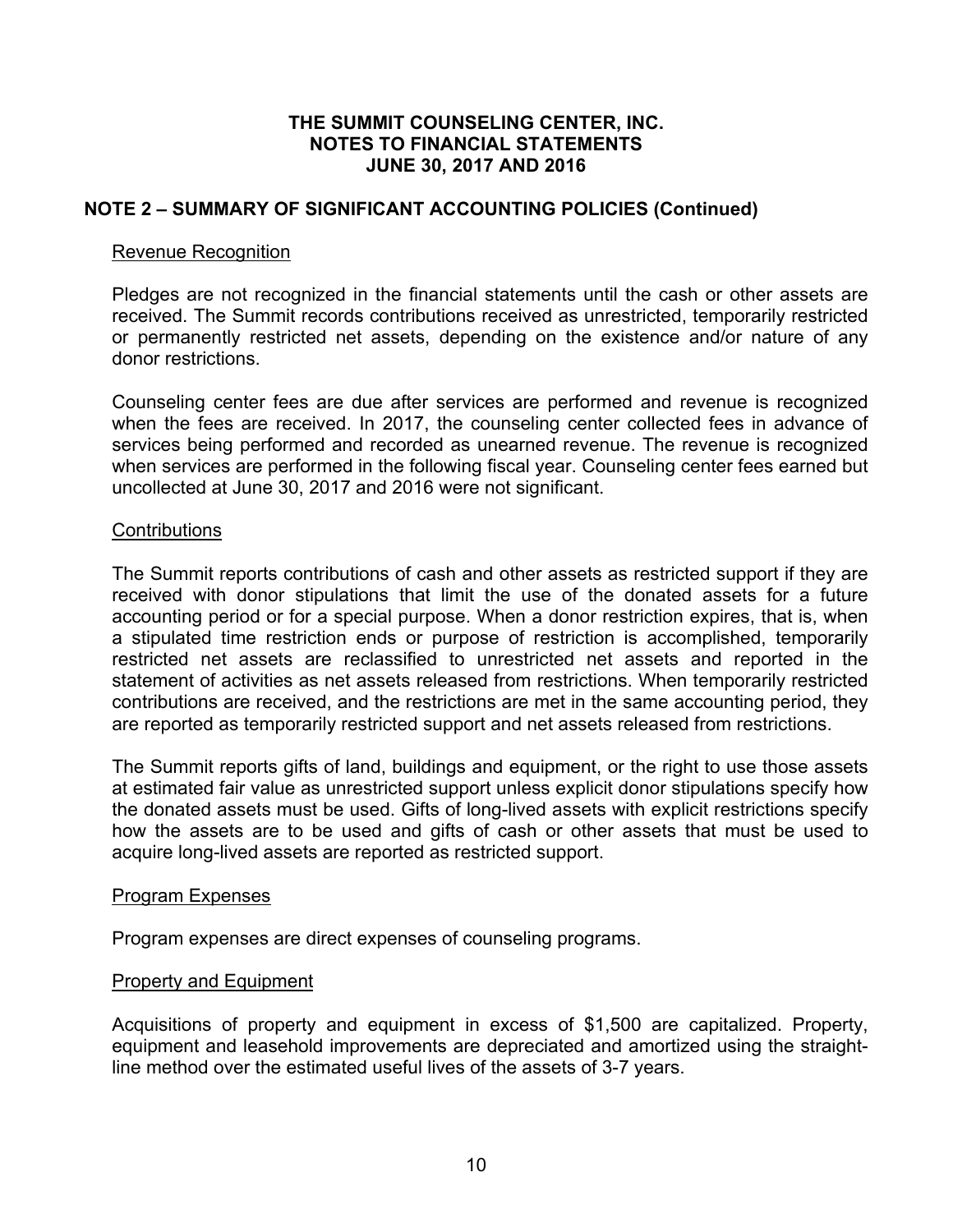# THE SUMMIT COUNSELING CENTER, INC.
# NOTES TO FINANCIAL STATEMENTS
# JUNE 30, 2017 AND 2016

## NOTE 2 – SUMMARY OF SIGNIFICANT ACCOUNTING POLICIES (Continued)

### Revenue Recognition

Pledges are not recognized in the financial statements until the cash or other assets are received. The Summit records contributions received as unrestricted, temporarily restricted or permanently restricted net assets, depending on the existence and/or nature of any donor restrictions.

Counseling center fees are due after services are performed and revenue is recognized when the fees are received. In 2017, the counseling center collected fees in advance of services being performed and recorded as unearned revenue. The revenue is recognized when services are performed in the following fiscal year. Counseling center fees earned but uncollected at June 30, 2017 and 2016 were not significant.

### Contributions

The Summit reports contributions of cash and other assets as restricted support if they are received with donor stipulations that limit the use of the donated assets for a future accounting period or for a special purpose. When a donor restriction expires, that is, when a stipulated time restriction ends or purpose of restriction is accomplished, temporarily restricted net assets are reclassified to unrestricted net assets and reported in the statement of activities as net assets released from restrictions. When temporarily restricted contributions are received, and the restrictions are met in the same accounting period, they are reported as temporarily restricted support and net assets released from restrictions.

The Summit reports gifts of land, buildings and equipment, or the right to use those assets at estimated fair value as unrestricted support unless explicit donor stipulations specify how the donated assets must be used. Gifts of long-lived assets with explicit restrictions specify how the assets are to be used and gifts of cash or other assets that must be used to acquire long-lived assets are reported as restricted support.

### Program Expenses

Program expenses are direct expenses of counseling programs.

### Property and Equipment

Acquisitions of property and equipment in excess of $1,500 are capitalized. Property, equipment and leasehold improvements are depreciated and amortized using the straight-line method over the estimated useful lives of the assets of 3-7 years.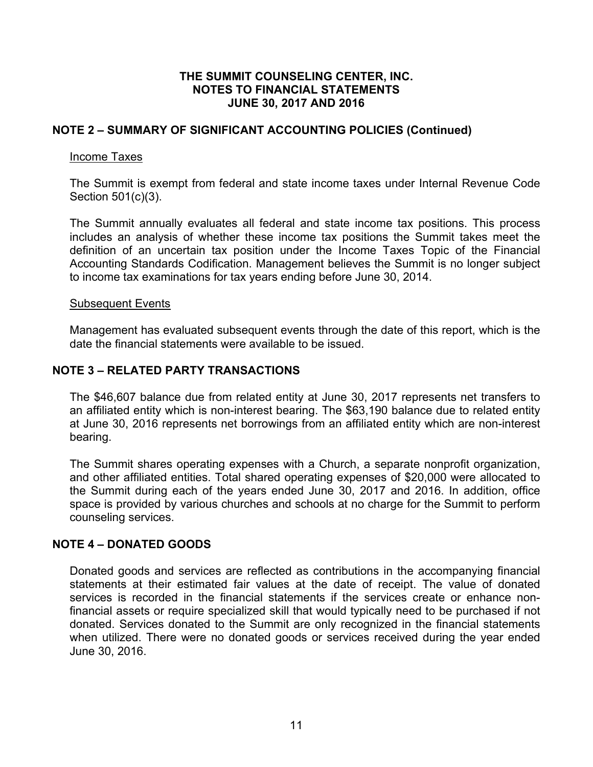# THE SUMMIT COUNSELING CENTER, INC.
## NOTES TO FINANCIAL STATEMENTS
## JUNE 30, 2017 AND 2016

### NOTE 2 – SUMMARY OF SIGNIFICANT ACCOUNTING POLICIES (Continued)

Income Taxes

The Summit is exempt from federal and state income taxes under Internal Revenue Code Section 501(c)(3).

The Summit annually evaluates all federal and state income tax positions. This process includes an analysis of whether these income tax positions the Summit takes meet the definition of an uncertain tax position under the Income Taxes Topic of the Financial Accounting Standards Codification. Management believes the Summit is no longer subject to income tax examinations for tax years ending before June 30, 2014.

Subsequent Events

Management has evaluated subsequent events through the date of this report, which is the date the financial statements were available to be issued.

### NOTE 3 – RELATED PARTY TRANSACTIONS

The $46,607 balance due from related entity at June 30, 2017 represents net transfers to an affiliated entity which is non-interest bearing. The $63,190 balance due to related entity at June 30, 2016 represents net borrowings from an affiliated entity which are non-interest bearing.

The Summit shares operating expenses with a Church, a separate nonprofit organization, and other affiliated entities. Total shared operating expenses of $20,000 were allocated to the Summit during each of the years ended June 30, 2017 and 2016. In addition, office space is provided by various churches and schools at no charge for the Summit to perform counseling services.

### NOTE 4 – DONATED GOODS

Donated goods and services are reflected as contributions in the accompanying financial statements at their estimated fair values at the date of receipt. The value of donated services is recorded in the financial statements if the services create or enhance non-financial assets or require specialized skill that would typically need to be purchased if not donated. Services donated to the Summit are only recognized in the financial statements when utilized. There were no donated goods or services received during the year ended June 30, 2016.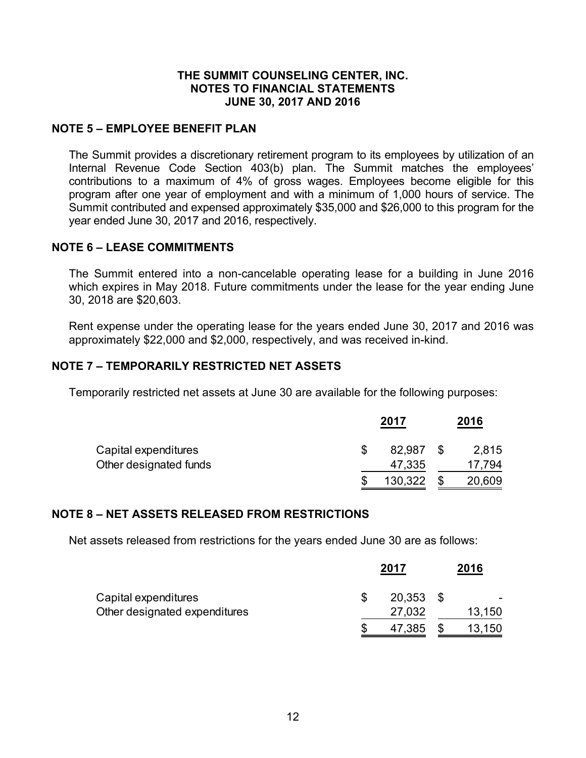**THE SUMMIT COUNSELING CENTER, INC.**
**NOTES TO FINANCIAL STATEMENTS**
**JUNE 30, 2017 AND 2016**

## NOTE 5 – EMPLOYEE BENEFIT PLAN

The Summit provides a discretionary retirement program to its employees by utilization of an Internal Revenue Code Section 403(b) plan. The Summit matches the employees' contributions to a maximum of 4% of gross wages. Employees become eligible for this program after one year of employment and with a minimum of 1,000 hours of service. The Summit contributed and expensed approximately $35,000 and $26,000 to this program for the year ended June 30, 2017 and 2016, respectively.

## NOTE 6 – LEASE COMMITMENTS

The Summit entered into a non-cancelable operating lease for a building in June 2016 which expires in May 2018. Future commitments under the lease for the year ending June 30, 2018 are $20,603.

Rent expense under the operating lease for the years ended June 30, 2017 and 2016 was approximately $22,000 and $2,000, respectively, and was received in-kind.

## NOTE 7 – TEMPORARILY RESTRICTED NET ASSETS

Temporarily restricted net assets at June 30 are available for the following purposes:

| | 2017 | 2016 |
|---|---|---|
| Capital expenditures | $ 82,987 | $ 2,815 |
| Other designated funds | 47,335 | 17,794 |
| | $ 130,322 | $ 20,609 |

## NOTE 8 – NET ASSETS RELEASED FROM RESTRICTIONS

Net assets released from restrictions for the years ended June 30 are as follows:

| | 2017 | 2016 |
|---|---|---|
| Capital expenditures | $ 20,353 | $ - |
| Other designated expenditures | 27,032 | 13,150 |
| | $ 47,385 | $ 13,150 |